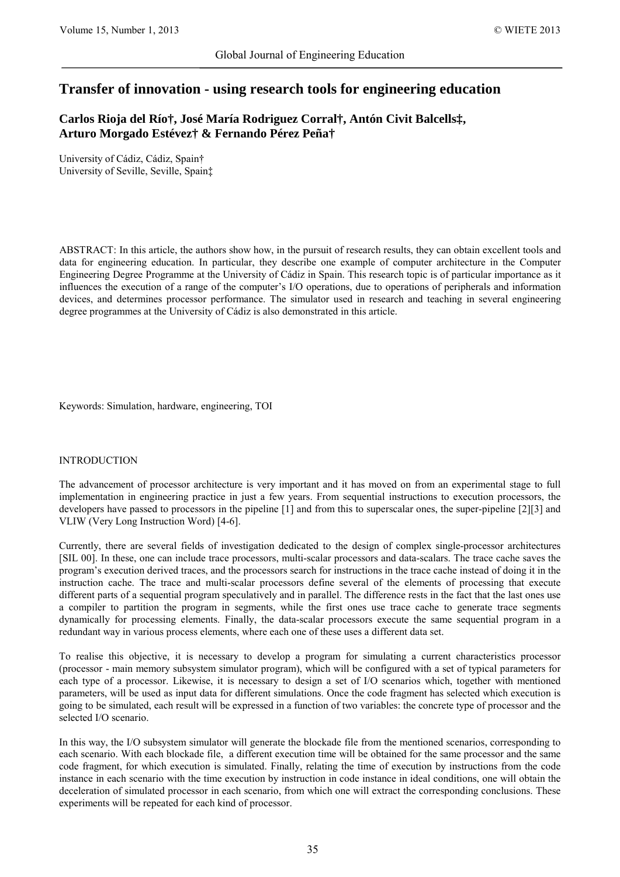# Transfer of innovation - using research tools for engineering education

**Carlos Rioja del Río†, José María Rodriguez Corral†, Antón Civit Balcells‡, Arturo Morgado Estévez† & Fernando Pérez Peña†**

University of Cádiz, Cádiz, Spain†
University of Seville, Seville, Spain‡

ABSTRACT: In this article, the authors show how, in the pursuit of research results, they can obtain excellent tools and data for engineering education. In particular, they describe one example of computer architecture in the Computer Engineering Degree Programme at the University of Cádiz in Spain. This research topic is of particular importance as it influences the execution of a range of the computer's I/O operations, due to operations of peripherals and information devices, and determines processor performance. The simulator used in research and teaching in several engineering degree programmes at the University of Cádiz is also demonstrated in this article.

Keywords: Simulation, hardware, engineering, TOI

## INTRODUCTION

The advancement of processor architecture is very important and it has moved on from an experimental stage to full implementation in engineering practice in just a few years. From sequential instructions to execution processors, the developers have passed to processors in the pipeline [1] and from this to superscalar ones, the super-pipeline [2][3] and VLIW (Very Long Instruction Word) [4-6].

Currently, there are several fields of investigation dedicated to the design of complex single-processor architectures [SIL 00]. In these, one can include trace processors, multi-scalar processors and data-scalars. The trace cache saves the program's execution derived traces, and the processors search for instructions in the trace cache instead of doing it in the instruction cache. The trace and multi-scalar processors define several of the elements of processing that execute different parts of a sequential program speculatively and in parallel. The difference rests in the fact that the last ones use a compiler to partition the program in segments, while the first ones use trace cache to generate trace segments dynamically for processing elements. Finally, the data-scalar processors execute the same sequential program in a redundant way in various process elements, where each one of these uses a different data set.

To realise this objective, it is necessary to develop a program for simulating a current characteristics processor (processor - main memory subsystem simulator program), which will be configured with a set of typical parameters for each type of a processor. Likewise, it is necessary to design a set of I/O scenarios which, together with mentioned parameters, will be used as input data for different simulations. Once the code fragment has selected which execution is going to be simulated, each result will be expressed in a function of two variables: the concrete type of processor and the selected I/O scenario.

In this way, the I/O subsystem simulator will generate the blockade file from the mentioned scenarios, corresponding to each scenario. With each blockade file, a different execution time will be obtained for the same processor and the same code fragment, for which execution is simulated. Finally, relating the time of execution by instructions from the code instance in each scenario with the time execution by instruction in code instance in ideal conditions, one will obtain the deceleration of simulated processor in each scenario, from which one will extract the corresponding conclusions. These experiments will be repeated for each kind of processor.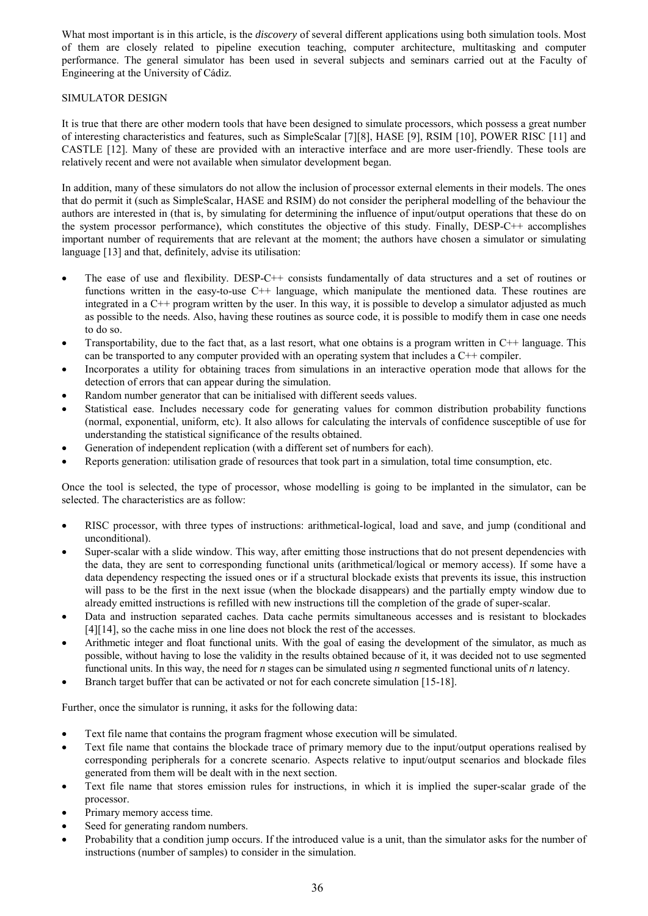What most important is in this article, is the *discovery* of several different applications using both simulation tools. Most of them are closely related to pipeline execution teaching, computer architecture, multitasking and computer performance. The general simulator has been used in several subjects and seminars carried out at the Faculty of Engineering at the University of Cádiz.

## SIMULATOR DESIGN

It is true that there are other modern tools that have been designed to simulate processors, which possess a great number of interesting characteristics and features, such as SimpleScalar [7][8], HASE [9], RSIM [10], POWER RISC [11] and CASTLE [12]. Many of these are provided with an interactive interface and are more user-friendly. These tools are relatively recent and were not available when simulator development began.

In addition, many of these simulators do not allow the inclusion of processor external elements in their models. The ones that do permit it (such as SimpleScalar, HASE and RSIM) do not consider the peripheral modelling of the behaviour the authors are interested in (that is, by simulating for determining the influence of input/output operations that these do on the system processor performance), which constitutes the objective of this study. Finally, DESP-C++ accomplishes important number of requirements that are relevant at the moment; the authors have chosen a simulator or simulating language [13] and that, definitely, advise its utilisation:

- The ease of use and flexibility. DESP-C++ consists fundamentally of data structures and a set of routines or functions written in the easy-to-use C++ language, which manipulate the mentioned data. These routines are integrated in a C++ program written by the user. In this way, it is possible to develop a simulator adjusted as much as possible to the needs. Also, having these routines as source code, it is possible to modify them in case one needs to do so.
- Transportability, due to the fact that, as a last resort, what one obtains is a program written in C++ language. This can be transported to any computer provided with an operating system that includes a C++ compiler.
- Incorporates a utility for obtaining traces from simulations in an interactive operation mode that allows for the detection of errors that can appear during the simulation.
- Random number generator that can be initialised with different seeds values.
- Statistical ease. Includes necessary code for generating values for common distribution probability functions (normal, exponential, uniform, etc). It also allows for calculating the intervals of confidence susceptible of use for understanding the statistical significance of the results obtained.
- Generation of independent replication (with a different set of numbers for each).
- Reports generation: utilisation grade of resources that took part in a simulation, total time consumption, etc.

Once the tool is selected, the type of processor, whose modelling is going to be implanted in the simulator, can be selected. The characteristics are as follow:

- RISC processor, with three types of instructions: arithmetical-logical, load and save, and jump (conditional and unconditional).
- Super-scalar with a slide window. This way, after emitting those instructions that do not present dependencies with the data, they are sent to corresponding functional units (arithmetical/logical or memory access). If some have a data dependency respecting the issued ones or if a structural blockade exists that prevents its issue, this instruction will pass to be the first in the next issue (when the blockade disappears) and the partially empty window due to already emitted instructions is refilled with new instructions till the completion of the grade of super-scalar.
- Data and instruction separated caches. Data cache permits simultaneous accesses and is resistant to blockades [4][14], so the cache miss in one line does not block the rest of the accesses.
- Arithmetic integer and float functional units. With the goal of easing the development of the simulator, as much as possible, without having to lose the validity in the results obtained because of it, it was decided not to use segmented functional units. In this way, the need for *n* stages can be simulated using *n* segmented functional units of *n* latency.
- Branch target buffer that can be activated or not for each concrete simulation [15-18].

Further, once the simulator is running, it asks for the following data:

- Text file name that contains the program fragment whose execution will be simulated.
- Text file name that contains the blockade trace of primary memory due to the input/output operations realised by corresponding peripherals for a concrete scenario. Aspects relative to input/output scenarios and blockade files generated from them will be dealt with in the next section.
- Text file name that stores emission rules for instructions, in which it is implied the super-scalar grade of the processor.
- Primary memory access time.
- Seed for generating random numbers.
- Probability that a condition jump occurs. If the introduced value is a unit, than the simulator asks for the number of instructions (number of samples) to consider in the simulation.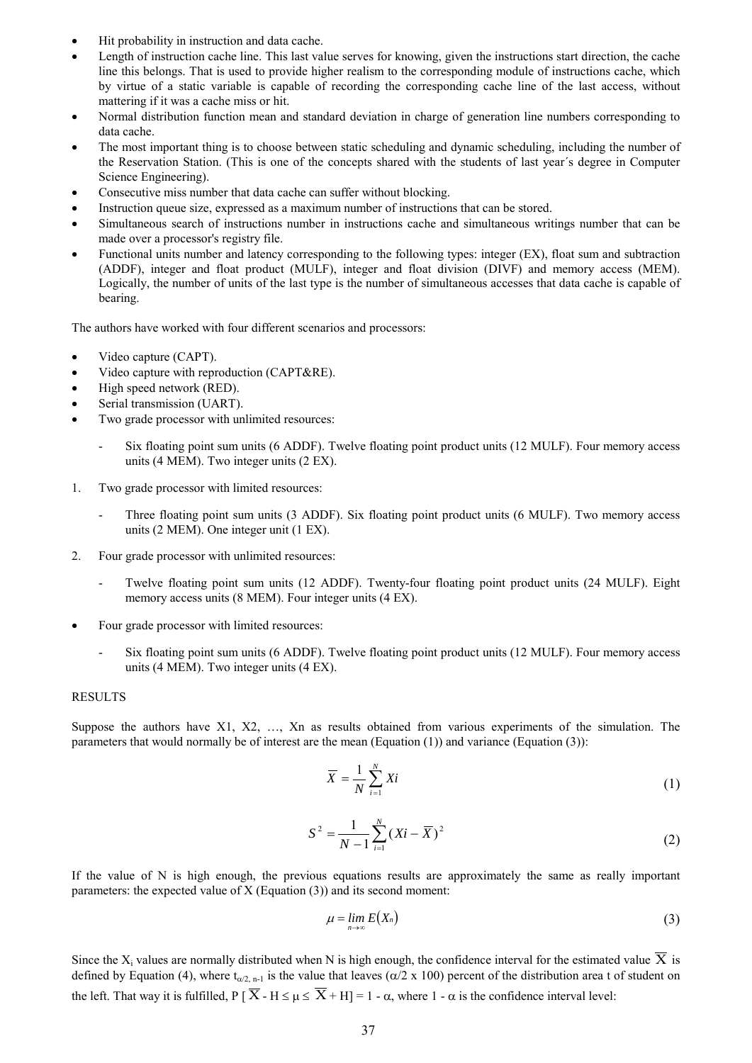- Hit probability in instruction and data cache.
- Length of instruction cache line. This last value serves for knowing, given the instructions start direction, the cache line this belongs. That is used to provide higher realism to the corresponding module of instructions cache, which by virtue of a static variable is capable of recording the corresponding cache line of the last access, without mattering if it was a cache miss or hit.
- Normal distribution function mean and standard deviation in charge of generation line numbers corresponding to data cache.
- The most important thing is to choose between static scheduling and dynamic scheduling, including the number of the Reservation Station. (This is one of the concepts shared with the students of last year´s degree in Computer Science Engineering).
- Consecutive miss number that data cache can suffer without blocking.
- Instruction queue size, expressed as a maximum number of instructions that can be stored.
- Simultaneous search of instructions number in instructions cache and simultaneous writings number that can be made over a processor's registry file.
- Functional units number and latency corresponding to the following types: integer (EX), float sum and subtraction (ADDF), integer and float product (MULF), integer and float division (DIVF) and memory access (MEM). Logically, the number of units of the last type is the number of simultaneous accesses that data cache is capable of bearing.

The authors have worked with four different scenarios and processors:

- Video capture (CAPT).
- Video capture with reproduction (CAPT&RE).
- High speed network (RED).
- Serial transmission (UART).
- Two grade processor with unlimited resources:
    - Six floating point sum units (6 ADDF). Twelve floating point product units (12 MULF). Four memory access units (4 MEM). Two integer units (2 EX).

1. Two grade processor with limited resources:
    - Three floating point sum units (3 ADDF). Six floating point product units (6 MULF). Two memory access units (2 MEM). One integer unit (1 EX).

2. Four grade processor with unlimited resources:
    - Twelve floating point sum units (12 ADDF). Twenty-four floating point product units (24 MULF). Eight memory access units (8 MEM). Four integer units (4 EX).

- Four grade processor with limited resources:
    - Six floating point sum units (6 ADDF). Twelve floating point product units (12 MULF). Four memory access units (4 MEM). Two integer units (4 EX).

RESULTS

Suppose the authors have X1, X2, …, Xn as results obtained from various experiments of the simulation. The parameters that would normally be of interest are the mean (Equation (1)) and variance (Equation (3)):

$$\overline{X} = \frac{1}{N}\sum_{i=1}^{N} Xi \tag{1}$$

$$S^2 = \frac{1}{N-1}\sum_{i=1}^{N}(Xi - \overline{X})^2 \tag{2}$$

If the value of N is high enough, the previous equations results are approximately the same as really important parameters: the expected value of X (Equation (3)) and its second moment:

$$\mu = \lim_{n \to \infty} E(X_n) \tag{3}$$

Since the $X_i$ values are normally distributed when N is high enough, the confidence interval for the estimated value $\overline{X}$ is defined by Equation (4), where $t_{\alpha/2,\, n-1}$ is the value that leaves ($\alpha/2$ x 100) percent of the distribution area t of student on the left. That way it is fulfilled, $P[\overline{X} - H \le \mu \le \overline{X} + H] = 1 - \alpha$, where $1 - \alpha$ is the confidence interval level: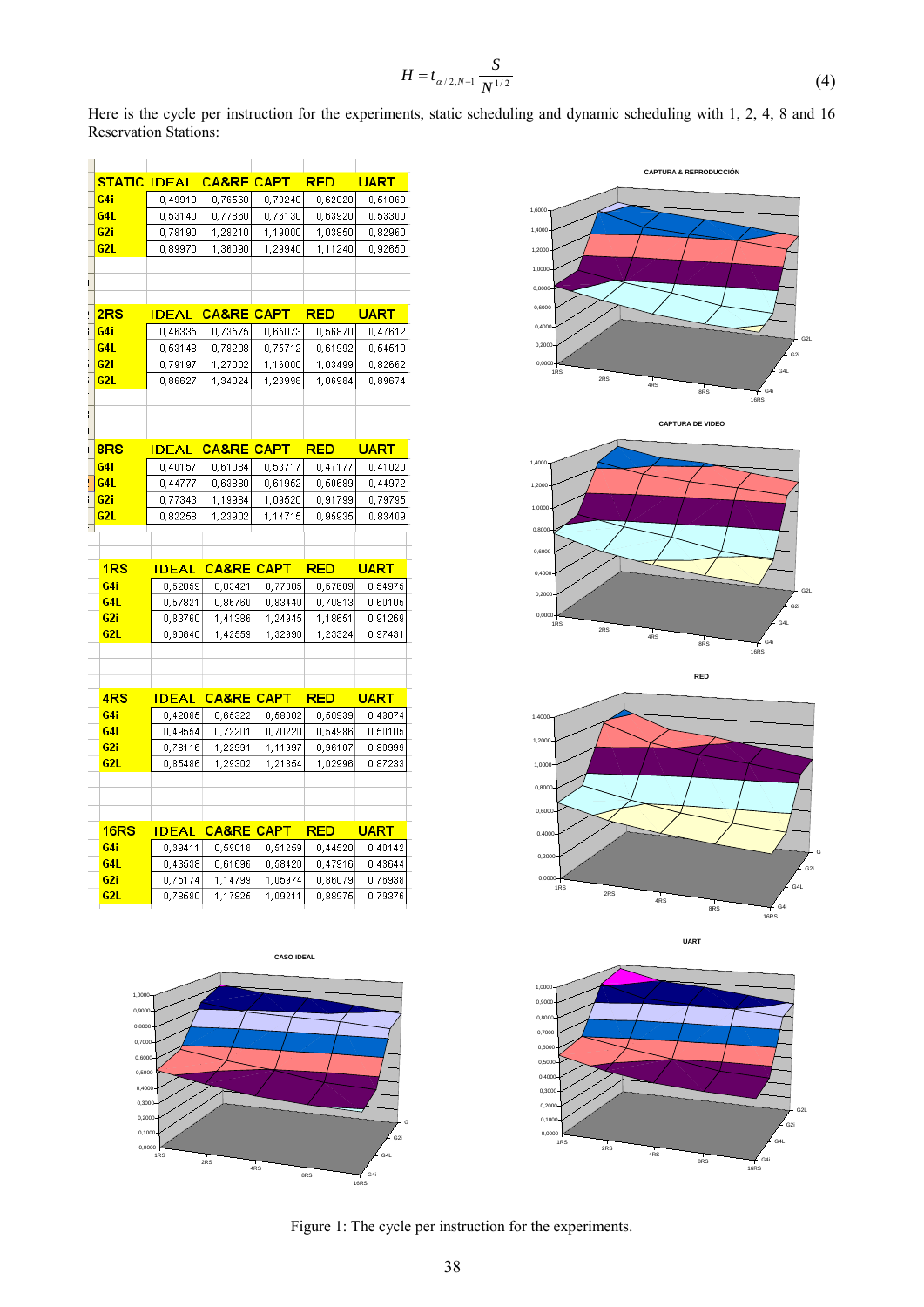$$H = t_{\alpha/2,N-1} \frac{S}{N^{1/2}} \tag{4}$$

Here is the cycle per instruction for the experiments, static scheduling and dynamic scheduling with 1, 2, 4, 8 and 16 Reservation Stations:

| STATIC | IDEAL | CA&RE | CAPT | RED | UART |
|---|---|---|---|---|---|
| G4i | 0,49910 | 0,76560 | 0,73240 | 0,62020 | 0,51060 |
| G4L | 0,53140 | 0,77860 | 0,76130 | 0,63920 | 0,53300 |
| G2i | 0,78190 | 1,28210 | 1,19000 | 1,03850 | 0,82960 |
| G2L | 0,89970 | 1,36090 | 1,29940 | 1,11240 | 0,92650 |

| 2RS | IDEAL | CA&RE | CAPT | RED | UART |
|---|---|---|---|---|---|
| G4i | 0,46335 | 0,73575 | 0,65073 | 0,56870 | 0,47612 |
| G4L | 0,53148 | 0,78208 | 0,75712 | 0,61992 | 0,54510 |
| G2i | 0,79197 | 1,27002 | 1,16000 | 1,03499 | 0,82662 |
| G2L | 0,86627 | 1,34024 | 1,29998 | 1,06984 | 0,89674 |

| 8RS | IDEAL | CA&RE | CAPT | RED | UART |
|---|---|---|---|---|---|
| G4i | 0,40157 | 0,61084 | 0,53717 | 0,47177 | 0,41020 |
| G4L | 0,44777 | 0,63880 | 0,61952 | 0,50689 | 0,44972 |
| G2i | 0,77343 | 1,19984 | 1,09520 | 0,91799 | 0,79795 |
| G2L | 0,82258 | 1,23902 | 1,14715 | 0,95935 | 0,83409 |

| 1RS | IDEAL | CA&RE | CAPT | RED | UART |
|---|---|---|---|---|---|
| G4i | 0,52059 | 0,83421 | 0,77005 | 0,67609 | 0,54976 |
| G4L | 0,57821 | 0,86760 | 0,83440 | 0,70813 | 0,60106 |
| G2i | 0,83760 | 1,41386 | 1,24945 | 1,16651 | 0,91269 |
| G2L | 0,90840 | 1,42559 | 1,32990 | 1,23324 | 0,97431 |

| 4RS | IDEAL | CA&RE | CAPT | RED | UART |
|---|---|---|---|---|---|
| G4i | 0,42085 | 0,66322 | 0,60002 | 0,50939 | 0,43074 |
| G4L | 0,49554 | 0,72201 | 0,70220 | 0,54986 | 0,50105 |
| G2i | 0,78116 | 1,22931 | 1,11997 | 0,96107 | 0,80999 |
| G2L | 0,85486 | 1,29302 | 1,21854 | 1,02996 | 0,87233 |

| 16RS | IDEAL | CA&RE | CAPT | RED | UART |
|---|---|---|---|---|---|
| G4i | 0,39411 | 0,59016 | 0,51253 | 0,44520 | 0,40142 |
| G4L | 0,43538 | 0,61696 | 0,58420 | 0,47916 | 0,43644 |
| G2i | 0,75174 | 1,14799 | 1,05974 | 0,86079 | 0,75938 |
| G2L | 0,78580 | 1,17825 | 1,09211 | 0,88975 | 0,79376 |

Figure 1: The cycle per instruction for the experiments.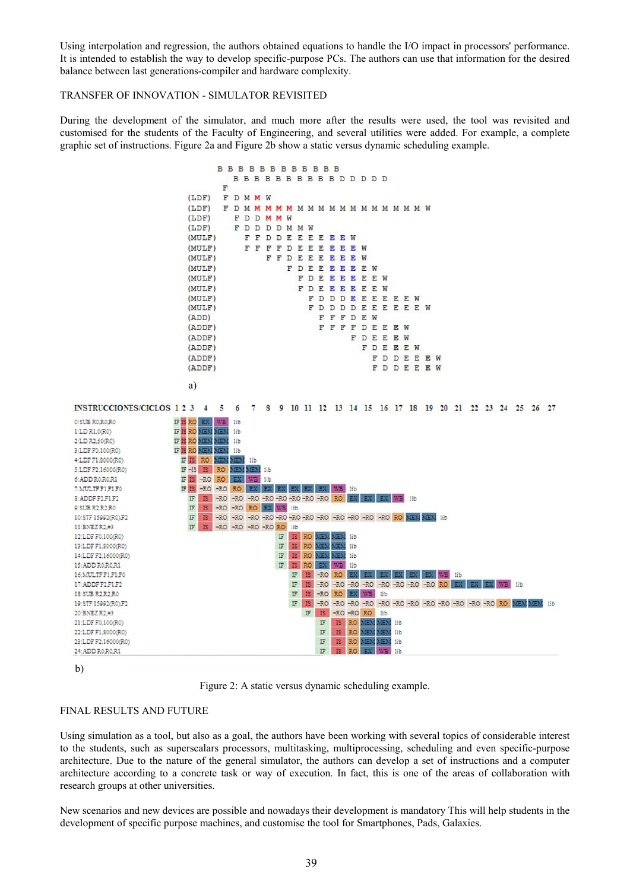Using interpolation and regression, the authors obtained equations to handle the I/O impact in processors' performance. It is intended to establish the way to develop specific-purpose PCs. The authors can use that information for the desired balance between last generations-compiler and hardware complexity.

## TRANSFER OF INNOVATION - SIMULATOR REVISITED

During the development of the simulator, and much more after the results were used, the tool was revisited and customised for the students of the Faculty of Engineering, and several utilities were added. For example, a complete graphic set of instructions. Figure 2a and Figure 2b show a static versus dynamic scheduling example.

```
        B B B B B B B B B B B B
           B B B B B B B B B B B D D D D
        F
(LDF)   F D M M W
(LDF)   F D M M M M M M M M M M M M M M M M M W
(LDF)     F D D M M W
(LDF)     F D D D D M M W
(MULF)      F F D D E E E E E E W
(MULF)      F F F F D E E E E E E W
(MULF)          F F D E E E E E E W
(MULF)              F D E E E E E E E W
(MULF)                F D E E E E E E W
(MULF)                F D E E E E E E W
(MULF)                  F D D D E E E E E E W
(MULF)                  F D D D D E E E E E E W
(ADD)                     F F F D E W
(ADDF)                    F F F F D E E E W
(ADDF)                          F D E E E W
(ADDF)                            F D E E E W
(ADDF)                              F D D E E E W
(ADDF)                              F D D E E E W
```

a)

b)

Figure 2: A static versus dynamic scheduling example.

## FINAL RESULTS AND FUTURE

Using simulation as a tool, but also as a goal, the authors have been working with several topics of considerable interest to the students, such as superscalars processors, multitasking, multiprocessing, scheduling and even specific-purpose architecture. Due to the nature of the general simulator, the authors can develop a set of instructions and a computer architecture according to a concrete task or way of execution. In fact, this is one of the areas of collaboration with research groups at other universities.

New scenarios and new devices are possible and nowadays their development is mandatory This will help students in the development of specific purpose machines, and customise the tool for Smartphones, Pads, Galaxies.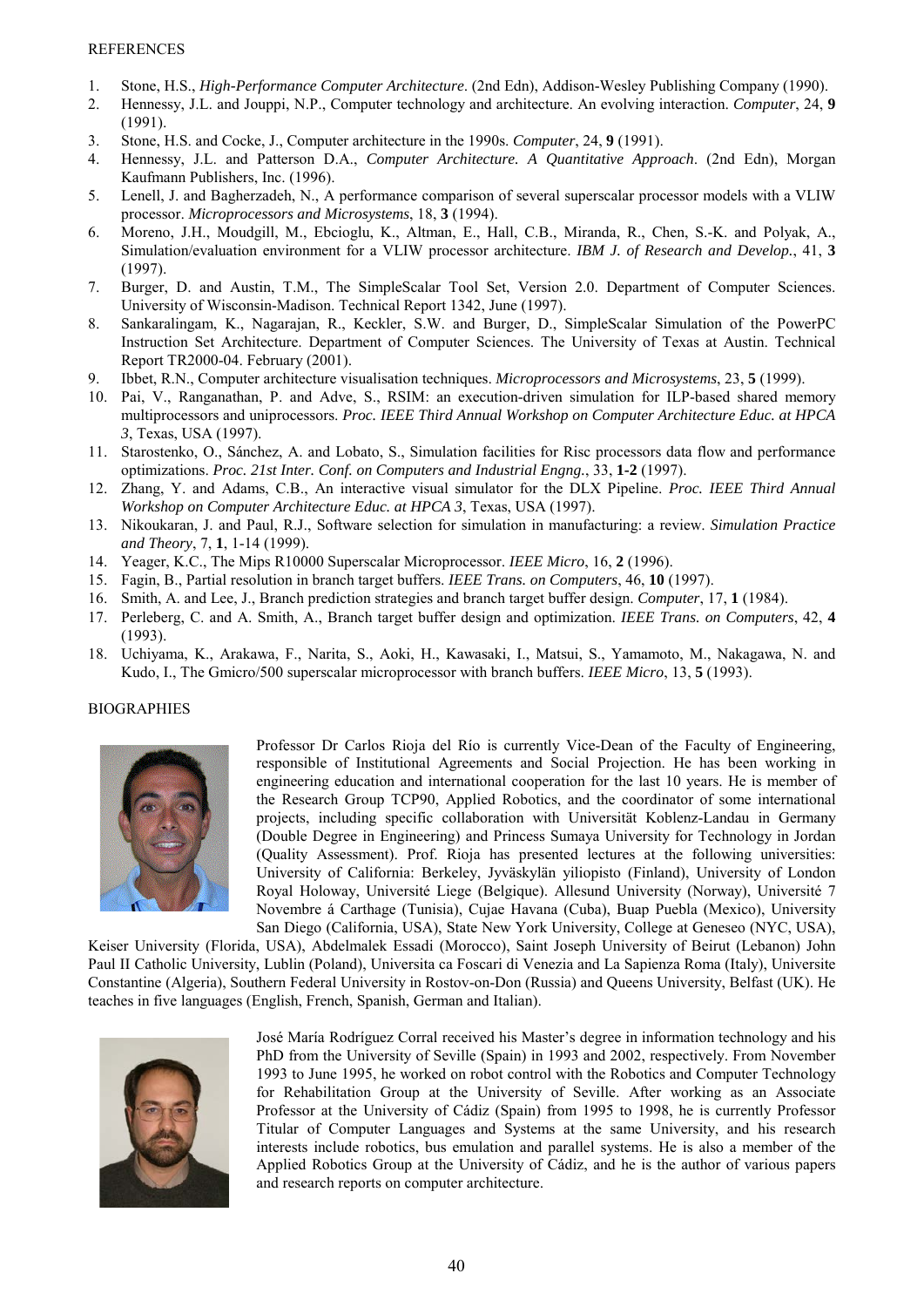REFERENCES

1. Stone, H.S., *High-Performance Computer Architecture*. (2nd Edn), Addison-Wesley Publishing Company (1990).
2. Hennessy, J.L. and Jouppi, N.P., Computer technology and architecture. An evolving interaction. *Computer*, 24, **9** (1991).
3. Stone, H.S. and Cocke, J., Computer architecture in the 1990s. *Computer*, 24, **9** (1991).
4. Hennessy, J.L. and Patterson D.A., *Computer Architecture. A Quantitative Approach*. (2nd Edn), Morgan Kaufmann Publishers, Inc. (1996).
5. Lenell, J. and Bagherzadeh, N., A performance comparison of several superscalar processor models with a VLIW processor. *Microprocessors and Microsystems*, 18, **3** (1994).
6. Moreno, J.H., Moudgill, M., Ebcioglu, K., Altman, E., Hall, C.B., Miranda, R., Chen, S.-K. and Polyak, A., Simulation/evaluation environment for a VLIW processor architecture. *IBM J. of Research and Develop.*, 41, **3** (1997).
7. Burger, D. and Austin, T.M., The SimpleScalar Tool Set, Version 2.0. Department of Computer Sciences. University of Wisconsin-Madison. Technical Report 1342, June (1997).
8. Sankaralingam, K., Nagarajan, R., Keckler, S.W. and Burger, D., SimpleScalar Simulation of the PowerPC Instruction Set Architecture. Department of Computer Sciences. The University of Texas at Austin. Technical Report TR2000-04. February (2001).
9. Ibbet, R.N., Computer architecture visualisation techniques. *Microprocessors and Microsystems*, 23, **5** (1999).
10. Pai, V., Ranganathan, P. and Adve, S., RSIM: an execution-driven simulation for ILP-based shared memory multiprocessors and uniprocessors. *Proc. IEEE Third Annual Workshop on Computer Architecture Educ. at HPCA 3*, Texas, USA (1997).
11. Starostenko, O., Sánchez, A. and Lobato, S., Simulation facilities for Risc processors data flow and performance optimizations. *Proc. 21st Inter. Conf. on Computers and Industrial Engng.*, 33, **1-2** (1997).
12. Zhang, Y. and Adams, C.B., An interactive visual simulator for the DLX Pipeline. *Proc. IEEE Third Annual Workshop on Computer Architecture Educ. at HPCA 3*, Texas, USA (1997).
13. Nikoukaran, J. and Paul, R.J., Software selection for simulation in manufacturing: a review. *Simulation Practice and Theory*, 7, **1**, 1-14 (1999).
14. Yeager, K.C., The Mips R10000 Superscalar Microprocessor. *IEEE Micro*, 16, **2** (1996).
15. Fagin, B., Partial resolution in branch target buffers. *IEEE Trans. on Computers*, 46, **10** (1997).
16. Smith, A. and Lee, J., Branch prediction strategies and branch target buffer design. *Computer*, 17, **1** (1984).
17. Perleberg, C. and A. Smith, A., Branch target buffer design and optimization. *IEEE Trans. on Computers*, 42, **4** (1993).
18. Uchiyama, K., Arakawa, F., Narita, S., Aoki, H., Kawasaki, I., Matsui, S., Yamamoto, M., Nakagawa, N. and Kudo, I., The Gmicro/500 superscalar microprocessor with branch buffers. *IEEE Micro*, 13, **5** (1993).

BIOGRAPHIES

Professor Dr Carlos Rioja del Río is currently Vice-Dean of the Faculty of Engineering, responsible of Institutional Agreements and Social Projection. He has been working in engineering education and international cooperation for the last 10 years. He is member of the Research Group TCP90, Applied Robotics, and the coordinator of some international projects, including specific collaboration with Universität Koblenz-Landau in Germany (Double Degree in Engineering) and Princess Sumaya University for Technology in Jordan (Quality Assessment). Prof. Rioja has presented lectures at the following universities: University of California: Berkeley, Jyväskylän yiliopisto (Finland), University of London Royal Holoway, Université Liege (Belgique). Allesund University (Norway), Université 7 Novembre á Carthage (Tunisia), Cujae Havana (Cuba), Buap Puebla (Mexico), University San Diego (California, USA), State New York University, College at Geneseo (NYC, USA), Keiser University (Florida, USA), Abdelmalek Essadi (Morocco), Saint Joseph University of Beirut (Lebanon) John Paul II Catholic University, Lublin (Poland), Universita ca Foscari di Venezia and La Sapienza Roma (Italy), Universite Constantine (Algeria), Southern Federal University in Rostov-on-Don (Russia) and Queens University, Belfast (UK). He teaches in five languages (English, French, Spanish, German and Italian).

José María Rodríguez Corral received his Master's degree in information technology and his PhD from the University of Seville (Spain) in 1993 and 2002, respectively. From November 1993 to June 1995, he worked on robot control with the Robotics and Computer Technology for Rehabilitation Group at the University of Seville. After working as an Associate Professor at the University of Cádiz (Spain) from 1995 to 1998, he is currently Professor Titular of Computer Languages and Systems at the same University, and his research interests include robotics, bus emulation and parallel systems. He is also a member of the Applied Robotics Group at the University of Cádiz, and he is the author of various papers and research reports on computer architecture.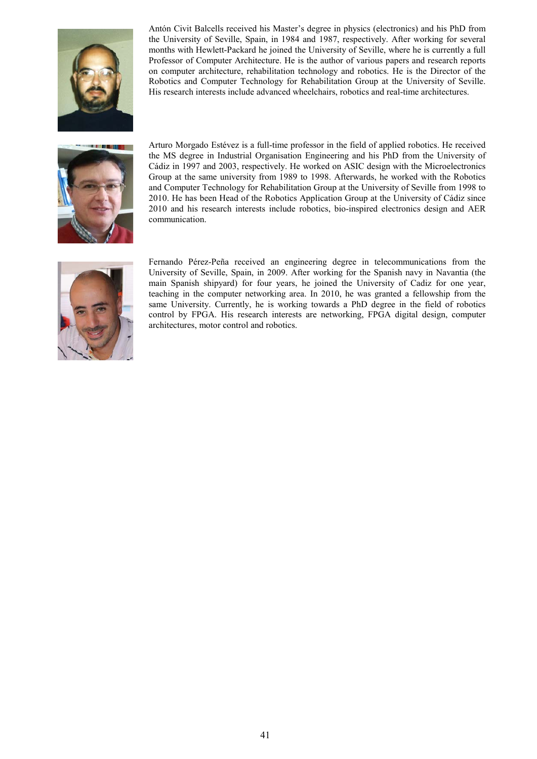Antón Civit Balcells received his Master's degree in physics (electronics) and his PhD from the University of Seville, Spain, in 1984 and 1987, respectively. After working for several months with Hewlett-Packard he joined the University of Seville, where he is currently a full Professor of Computer Architecture. He is the author of various papers and research reports on computer architecture, rehabilitation technology and robotics. He is the Director of the Robotics and Computer Technology for Rehabilitation Group at the University of Seville. His research interests include advanced wheelchairs, robotics and real-time architectures.

Arturo Morgado Estévez is a full-time professor in the field of applied robotics. He received the MS degree in Industrial Organisation Engineering and his PhD from the University of Cádiz in 1997 and 2003, respectively. He worked on ASIC design with the Microelectronics Group at the same university from 1989 to 1998. Afterwards, he worked with the Robotics and Computer Technology for Rehabilitation Group at the University of Seville from 1998 to 2010. He has been Head of the Robotics Application Group at the University of Cádiz since 2010 and his research interests include robotics, bio-inspired electronics design and AER communication.

Fernando Pérez-Peña received an engineering degree in telecommunications from the University of Seville, Spain, in 2009. After working for the Spanish navy in Navantia (the main Spanish shipyard) for four years, he joined the University of Cadiz for one year, teaching in the computer networking area. In 2010, he was granted a fellowship from the same University. Currently, he is working towards a PhD degree in the field of robotics control by FPGA. His research interests are networking, FPGA digital design, computer architectures, motor control and robotics.